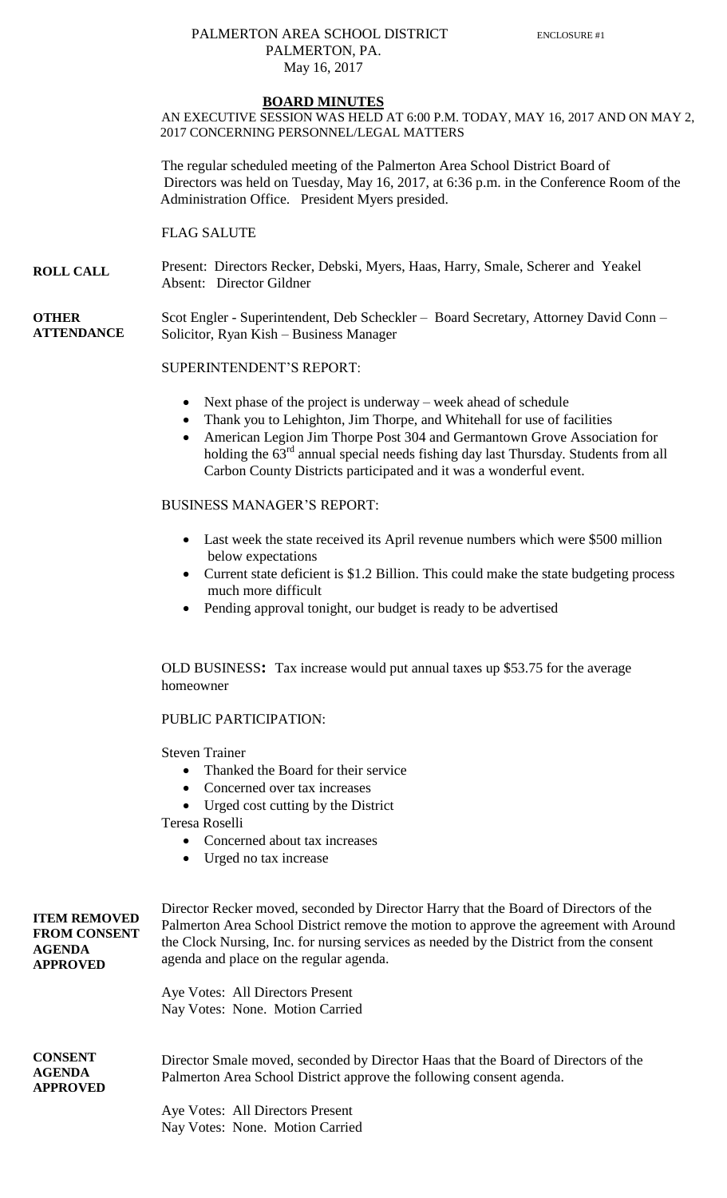PALMERTON AREA SCHOOL DISTRICT
PALMERTON, PA.
May 16, 2017

ENCLOSURE #1

## BOARD MINUTES

AN EXECUTIVE SESSION WAS HELD AT 6:00 P.M. TODAY, MAY 16, 2017 AND ON MAY 2, 2017 CONCERNING PERSONNEL/LEGAL MATTERS

The regular scheduled meeting of the Palmerton Area School District Board of Directors was held on Tuesday, May 16, 2017, at 6:36 p.m. in the Conference Room of the Administration Office. President Myers presided.

FLAG SALUTE

**ROLL CALL**

Present: Directors Recker, Debski, Myers, Haas, Harry, Smale, Scherer and Yeakel
Absent: Director Gildner

**OTHER ATTENDANCE**

Scot Engler - Superintendent, Deb Scheckler – Board Secretary, Attorney David Conn – Solicitor, Ryan Kish – Business Manager

SUPERINTENDENT'S REPORT:

- Next phase of the project is underway – week ahead of schedule
- Thank you to Lehighton, Jim Thorpe, and Whitehall for use of facilities
- American Legion Jim Thorpe Post 304 and Germantown Grove Association for holding the 63rd annual special needs fishing day last Thursday. Students from all Carbon County Districts participated and it was a wonderful event.

BUSINESS MANAGER'S REPORT:

- Last week the state received its April revenue numbers which were $500 million below expectations
- Current state deficient is $1.2 Billion. This could make the state budgeting process much more difficult
- Pending approval tonight, our budget is ready to be advertised

OLD BUSINESS**:** Tax increase would put annual taxes up $53.75 for the average homeowner

PUBLIC PARTICIPATION:

Steven Trainer
- Thanked the Board for their service
- Concerned over tax increases
- Urged cost cutting by the District

Teresa Roselli
- Concerned about tax increases
- Urged no tax increase

**ITEM REMOVED FROM CONSENT AGENDA APPROVED**

Director Recker moved, seconded by Director Harry that the Board of Directors of the Palmerton Area School District remove the motion to approve the agreement with Around the Clock Nursing, Inc. for nursing services as needed by the District from the consent agenda and place on the regular agenda.

Aye Votes: All Directors Present
Nay Votes: None. Motion Carried

**CONSENT AGENDA APPROVED**

Director Smale moved, seconded by Director Haas that the Board of Directors of the Palmerton Area School District approve the following consent agenda.

Aye Votes: All Directors Present
Nay Votes: None. Motion Carried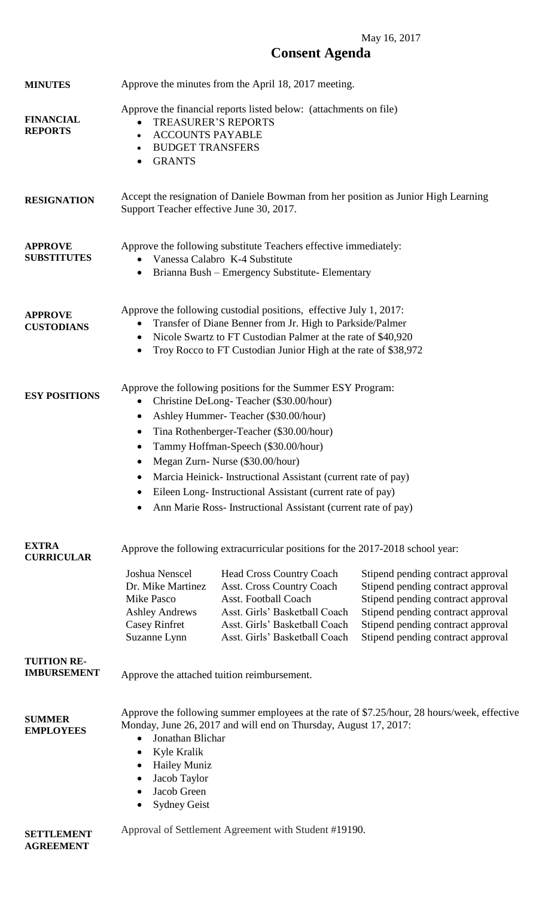May 16, 2017

# Consent Agenda

**MINUTES**

Approve the minutes from the April 18, 2017 meeting.

**FINANCIAL REPORTS**

Approve the financial reports listed below: (attachments on file)

- TREASURER'S REPORTS
- ACCOUNTS PAYABLE
- BUDGET TRANSFERS
- GRANTS

**RESIGNATION**

Accept the resignation of Daniele Bowman from her position as Junior High Learning Support Teacher effective June 30, 2017.

**APPROVE SUBSTITUTES**

Approve the following substitute Teachers effective immediately:

- Vanessa Calabro K-4 Substitute
- Brianna Bush – Emergency Substitute- Elementary

**APPROVE CUSTODIANS**

Approve the following custodial positions, effective July 1, 2017:

- Transfer of Diane Benner from Jr. High to Parkside/Palmer
- Nicole Swartz to FT Custodian Palmer at the rate of $40,920
- Troy Rocco to FT Custodian Junior High at the rate of $38,972

**ESY POSITIONS**

Approve the following positions for the Summer ESY Program:

- Christine DeLong- Teacher ($30.00/hour)
- Ashley Hummer- Teacher ($30.00/hour)
- Tina Rothenberger-Teacher ($30.00/hour)
- Tammy Hoffman-Speech ($30.00/hour)
- Megan Zurn- Nurse ($30.00/hour)
- Marcia Heinick- Instructional Assistant (current rate of pay)
- Eileen Long- Instructional Assistant (current rate of pay)
- Ann Marie Ross- Instructional Assistant (current rate of pay)

**EXTRA CURRICULAR**

Approve the following extracurricular positions for the 2017-2018 school year:

| | | |
|---|---|---|
| Joshua Nenscel | Head Cross Country Coach | Stipend pending contract approval |
| Dr. Mike Martinez | Asst. Cross Country Coach | Stipend pending contract approval |
| Mike Pasco | Asst. Football Coach | Stipend pending contract approval |
| Ashley Andrews | Asst. Girls' Basketball Coach | Stipend pending contract approval |
| Casey Rinfret | Asst. Girls' Basketball Coach | Stipend pending contract approval |
| Suzanne Lynn | Asst. Girls' Basketball Coach | Stipend pending contract approval |

**TUITION RE-IMBURSEMENT**

Approve the attached tuition reimbursement.

**SUMMER EMPLOYEES**

Approve the following summer employees at the rate of $7.25/hour, 28 hours/week, effective Monday, June 26, 2017 and will end on Thursday, August 17, 2017:

- Jonathan Blichar
- Kyle Kralik
- Hailey Muniz
- Jacob Taylor
- Jacob Green
- Sydney Geist

**SETTLEMENT AGREEMENT**

Approval of Settlement Agreement with Student #19190.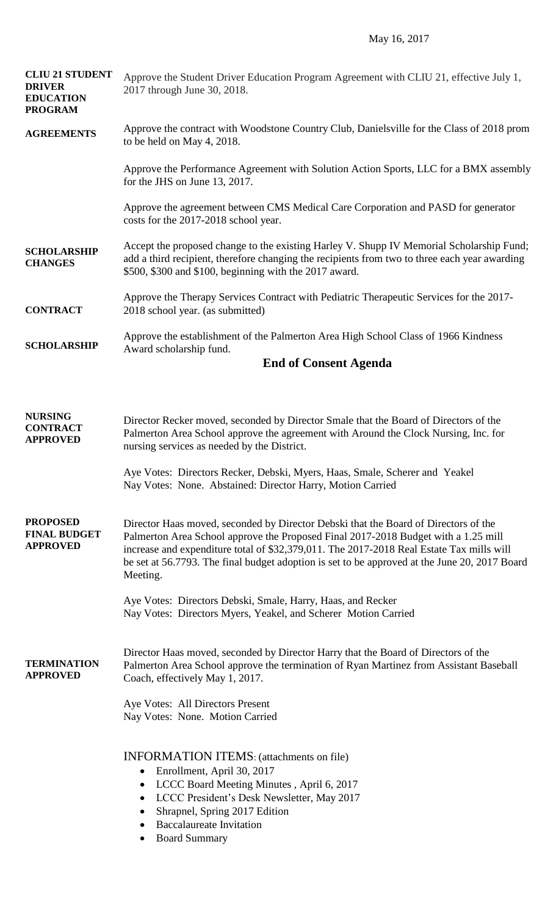May 16, 2017

**CLIU 21 STUDENT DRIVER EDUCATION PROGRAM**

Approve the Student Driver Education Program Agreement with CLIU 21, effective July 1, 2017 through June 30, 2018.

**AGREEMENTS**

Approve the contract with Woodstone Country Club, Danielsville for the Class of 2018 prom to be held on May 4, 2018.

Approve the Performance Agreement with Solution Action Sports, LLC for a BMX assembly for the JHS on June 13, 2017.

Approve the agreement between CMS Medical Care Corporation and PASD for generator costs for the 2017-2018 school year.

**SCHOLARSHIP CHANGES**

Accept the proposed change to the existing Harley V. Shupp IV Memorial Scholarship Fund; add a third recipient, therefore changing the recipients from two to three each year awarding $500, $300 and $100, beginning with the 2017 award.

**CONTRACT**

Approve the Therapy Services Contract with Pediatric Therapeutic Services for the 2017-2018 school year. (as submitted)

**SCHOLARSHIP**

Approve the establishment of the Palmerton Area High School Class of 1966 Kindness Award scholarship fund.

## End of Consent Agenda

**NURSING CONTRACT APPROVED**

Director Recker moved, seconded by Director Smale that the Board of Directors of the Palmerton Area School approve the agreement with Around the Clock Nursing, Inc. for nursing services as needed by the District.

Aye Votes: Directors Recker, Debski, Myers, Haas, Smale, Scherer and Yeakel
Nay Votes: None. Abstained: Director Harry, Motion Carried

**PROPOSED FINAL BUDGET APPROVED**

Director Haas moved, seconded by Director Debski that the Board of Directors of the Palmerton Area School approve the Proposed Final 2017-2018 Budget with a 1.25 mill increase and expenditure total of $32,379,011. The 2017-2018 Real Estate Tax mills will be set at 56.7793. The final budget adoption is set to be approved at the June 20, 2017 Board Meeting.

Aye Votes: Directors Debski, Smale, Harry, Haas, and Recker
Nay Votes: Directors Myers, Yeakel, and Scherer Motion Carried

**TERMINATION APPROVED**

Director Haas moved, seconded by Director Harry that the Board of Directors of the Palmerton Area School approve the termination of Ryan Martinez from Assistant Baseball Coach, effectively May 1, 2017.

Aye Votes: All Directors Present
Nay Votes: None. Motion Carried

INFORMATION ITEMS: (attachments on file)

- Enrollment, April 30, 2017
- LCCC Board Meeting Minutes , April 6, 2017
- LCCC President's Desk Newsletter, May 2017
- Shrapnel, Spring 2017 Edition
- Baccalaureate Invitation
- Board Summary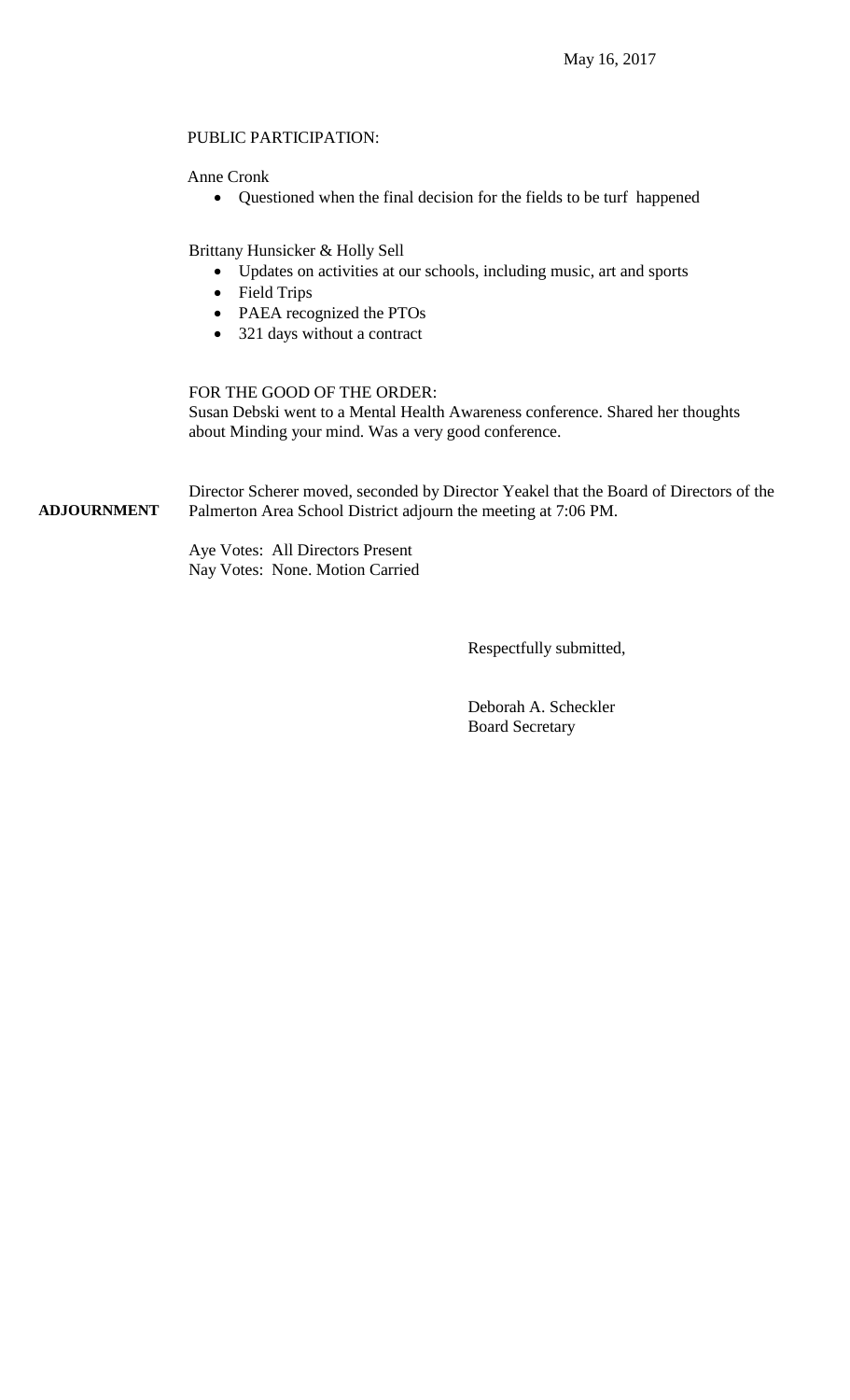May 16, 2017

PUBLIC PARTICIPATION:

Anne Cronk

- Questioned when the final decision for the fields to be turf happened

Brittany Hunsicker & Holly Sell

- Updates on activities at our schools, including music, art and sports
- Field Trips
- PAEA recognized the PTOs
- 321 days without a contract

FOR THE GOOD OF THE ORDER:

Susan Debski went to a Mental Health Awareness conference. Shared her thoughts about Minding your mind. Was a very good conference.

**ADJOURNMENT**

Director Scherer moved, seconded by Director Yeakel that the Board of Directors of the Palmerton Area School District adjourn the meeting at 7:06 PM.

Aye Votes: All Directors Present
Nay Votes: None. Motion Carried

Respectfully submitted,

Deborah A. Scheckler
Board Secretary